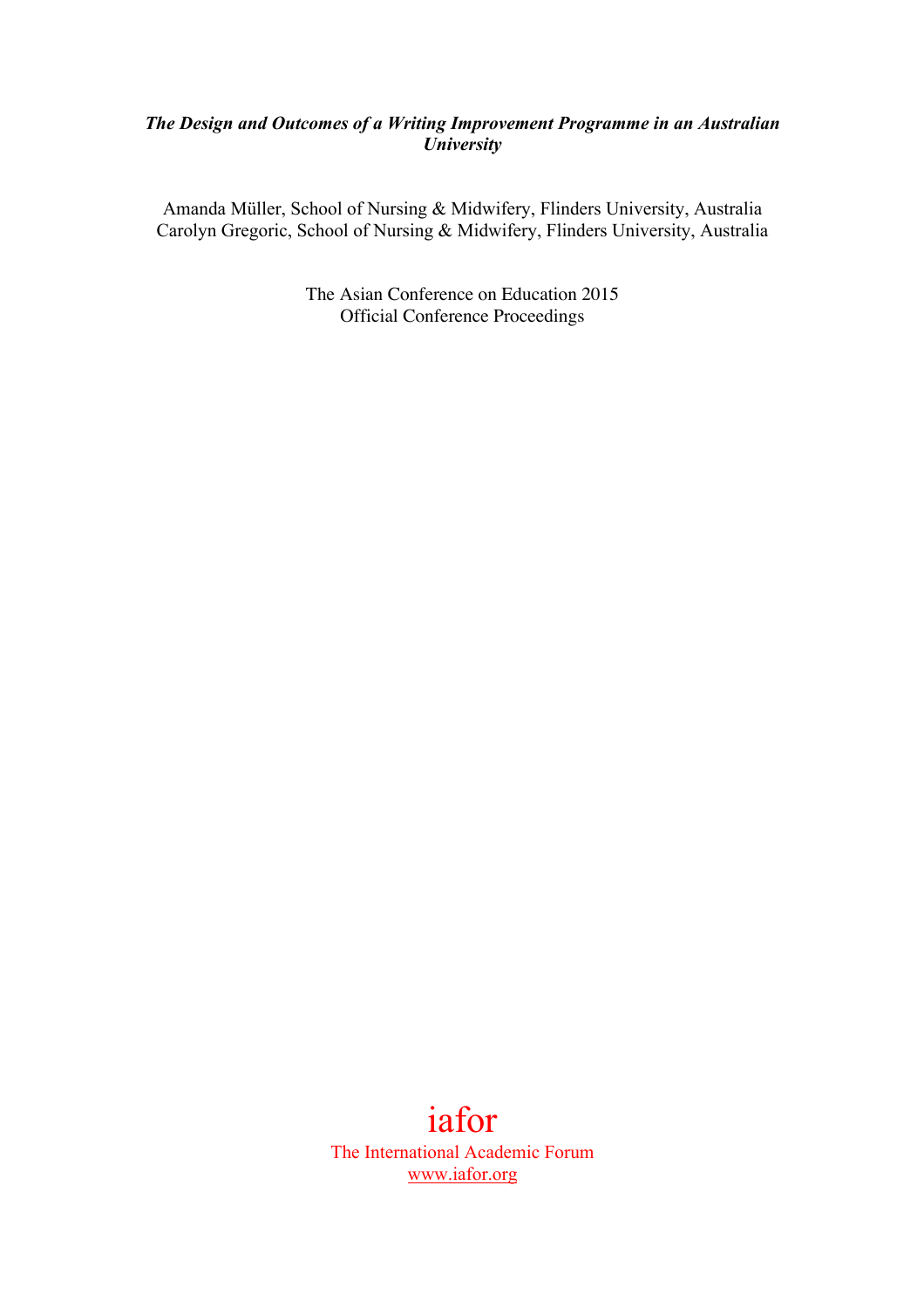***The Design and Outcomes of a Writing Improvement Programme in an Australian University***

Amanda Müller, School of Nursing & Midwifery, Flinders University, Australia
Carolyn Gregoric, School of Nursing & Midwifery, Flinders University, Australia

The Asian Conference on Education 2015
Official Conference Proceedings

iafor
The International Academic Forum
www.iafor.org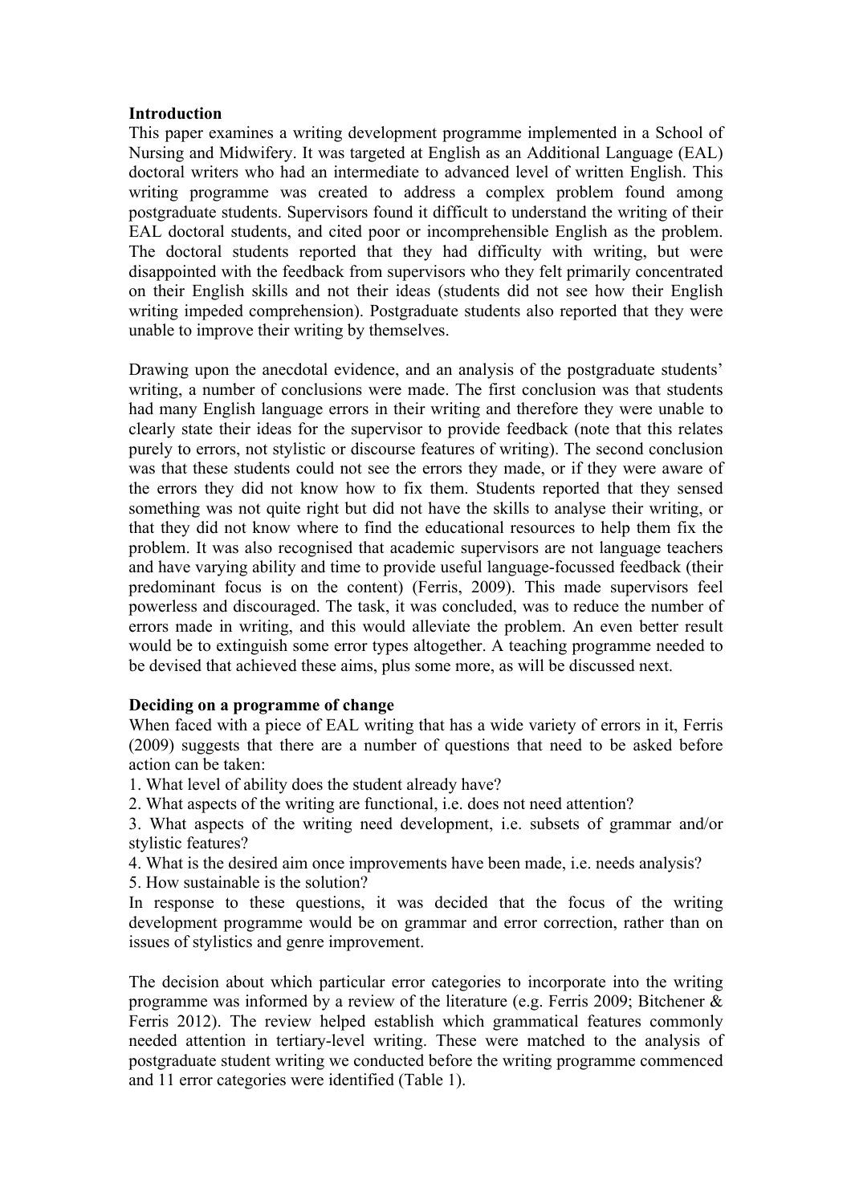## Introduction

This paper examines a writing development programme implemented in a School of Nursing and Midwifery. It was targeted at English as an Additional Language (EAL) doctoral writers who had an intermediate to advanced level of written English. This writing programme was created to address a complex problem found among postgraduate students. Supervisors found it difficult to understand the writing of their EAL doctoral students, and cited poor or incomprehensible English as the problem. The doctoral students reported that they had difficulty with writing, but were disappointed with the feedback from supervisors who they felt primarily concentrated on their English skills and not their ideas (students did not see how their English writing impeded comprehension). Postgraduate students also reported that they were unable to improve their writing by themselves.

Drawing upon the anecdotal evidence, and an analysis of the postgraduate students' writing, a number of conclusions were made. The first conclusion was that students had many English language errors in their writing and therefore they were unable to clearly state their ideas for the supervisor to provide feedback (note that this relates purely to errors, not stylistic or discourse features of writing). The second conclusion was that these students could not see the errors they made, or if they were aware of the errors they did not know how to fix them. Students reported that they sensed something was not quite right but did not have the skills to analyse their writing, or that they did not know where to find the educational resources to help them fix the problem. It was also recognised that academic supervisors are not language teachers and have varying ability and time to provide useful language-focussed feedback (their predominant focus is on the content) (Ferris, 2009). This made supervisors feel powerless and discouraged. The task, it was concluded, was to reduce the number of errors made in writing, and this would alleviate the problem. An even better result would be to extinguish some error types altogether. A teaching programme needed to be devised that achieved these aims, plus some more, as will be discussed next.

## Deciding on a programme of change

When faced with a piece of EAL writing that has a wide variety of errors in it, Ferris (2009) suggests that there are a number of questions that need to be asked before action can be taken:

1. What level of ability does the student already have?
2. What aspects of the writing are functional, i.e. does not need attention?
3. What aspects of the writing need development, i.e. subsets of grammar and/or stylistic features?
4. What is the desired aim once improvements have been made, i.e. needs analysis?
5. How sustainable is the solution?

In response to these questions, it was decided that the focus of the writing development programme would be on grammar and error correction, rather than on issues of stylistics and genre improvement.

The decision about which particular error categories to incorporate into the writing programme was informed by a review of the literature (e.g. Ferris 2009; Bitchener & Ferris 2012). The review helped establish which grammatical features commonly needed attention in tertiary-level writing. These were matched to the analysis of postgraduate student writing we conducted before the writing programme commenced and 11 error categories were identified (Table 1).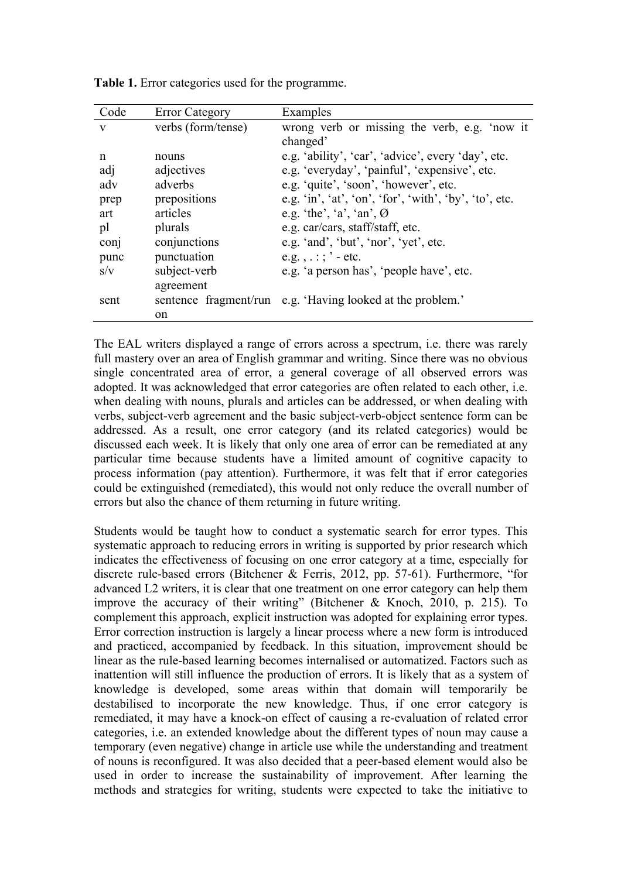**Table 1.** Error categories used for the programme.

| Code | Error Category | Examples |
| --- | --- | --- |
| v | verbs (form/tense) | wrong verb or missing the verb, e.g. 'now it changed' |
| n | nouns | e.g. 'ability', 'car', 'advice', every 'day', etc. |
| adj | adjectives | e.g. 'everyday', 'painful', 'expensive', etc. |
| adv | adverbs | e.g. 'quite', 'soon', 'however', etc. |
| prep | prepositions | e.g. 'in', 'at', 'on', 'for', 'with', 'by', 'to', etc. |
| art | articles | e.g. 'the', 'a', 'an', Ø |
| pl | plurals | e.g. car/cars, staff/staff, etc. |
| conj | conjunctions | e.g. 'and', 'but', 'nor', 'yet', etc. |
| punc | punctuation | e.g. , . : ; ' - etc. |
| s/v | subject-verb agreement | e.g. 'a person has', 'people have', etc. |
| sent | sentence fragment/run on | e.g. 'Having looked at the problem.' |

The EAL writers displayed a range of errors across a spectrum, i.e. there was rarely full mastery over an area of English grammar and writing. Since there was no obvious single concentrated area of error, a general coverage of all observed errors was adopted. It was acknowledged that error categories are often related to each other, i.e. when dealing with nouns, plurals and articles can be addressed, or when dealing with verbs, subject-verb agreement and the basic subject-verb-object sentence form can be addressed. As a result, one error category (and its related categories) would be discussed each week. It is likely that only one area of error can be remediated at any particular time because students have a limited amount of cognitive capacity to process information (pay attention). Furthermore, it was felt that if error categories could be extinguished (remediated), this would not only reduce the overall number of errors but also the chance of them returning in future writing.

Students would be taught how to conduct a systematic search for error types. This systematic approach to reducing errors in writing is supported by prior research which indicates the effectiveness of focusing on one error category at a time, especially for discrete rule-based errors (Bitchener & Ferris, 2012, pp. 57-61). Furthermore, "for advanced L2 writers, it is clear that one treatment on one error category can help them improve the accuracy of their writing" (Bitchener & Knoch, 2010, p. 215). To complement this approach, explicit instruction was adopted for explaining error types. Error correction instruction is largely a linear process where a new form is introduced and practiced, accompanied by feedback. In this situation, improvement should be linear as the rule-based learning becomes internalised or automatized. Factors such as inattention will still influence the production of errors. It is likely that as a system of knowledge is developed, some areas within that domain will temporarily be destabilised to incorporate the new knowledge. Thus, if one error category is remediated, it may have a knock-on effect of causing a re-evaluation of related error categories, i.e. an extended knowledge about the different types of noun may cause a temporary (even negative) change in article use while the understanding and treatment of nouns is reconfigured. It was also decided that a peer-based element would also be used in order to increase the sustainability of improvement. After learning the methods and strategies for writing, students were expected to take the initiative to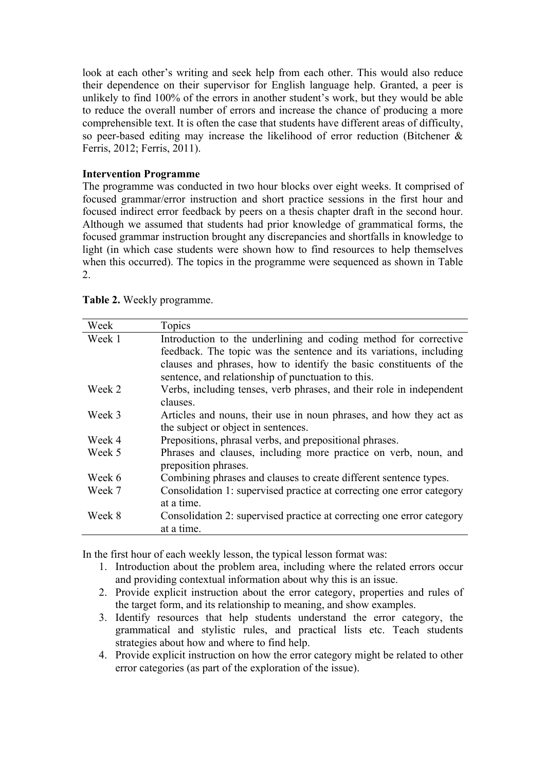look at each other's writing and seek help from each other. This would also reduce their dependence on their supervisor for English language help. Granted, a peer is unlikely to find 100% of the errors in another student's work, but they would be able to reduce the overall number of errors and increase the chance of producing a more comprehensible text. It is often the case that students have different areas of difficulty, so peer-based editing may increase the likelihood of error reduction (Bitchener & Ferris, 2012; Ferris, 2011).

**Intervention Programme**

The programme was conducted in two hour blocks over eight weeks. It comprised of focused grammar/error instruction and short practice sessions in the first hour and focused indirect error feedback by peers on a thesis chapter draft in the second hour. Although we assumed that students had prior knowledge of grammatical forms, the focused grammar instruction brought any discrepancies and shortfalls in knowledge to light (in which case students were shown how to find resources to help themselves when this occurred). The topics in the programme were sequenced as shown in Table 2.

**Table 2.** Weekly programme.

| Week | Topics |
|---|---|
| Week 1 | Introduction to the underlining and coding method for corrective feedback. The topic was the sentence and its variations, including clauses and phrases, how to identify the basic constituents of the sentence, and relationship of punctuation to this. |
| Week 2 | Verbs, including tenses, verb phrases, and their role in independent clauses. |
| Week 3 | Articles and nouns, their use in noun phrases, and how they act as the subject or object in sentences. |
| Week 4 | Prepositions, phrasal verbs, and prepositional phrases. |
| Week 5 | Phrases and clauses, including more practice on verb, noun, and preposition phrases. |
| Week 6 | Combining phrases and clauses to create different sentence types. |
| Week 7 | Consolidation 1: supervised practice at correcting one error category at a time. |
| Week 8 | Consolidation 2: supervised practice at correcting one error category at a time. |

In the first hour of each weekly lesson, the typical lesson format was:

1. Introduction about the problem area, including where the related errors occur and providing contextual information about why this is an issue.
2. Provide explicit instruction about the error category, properties and rules of the target form, and its relationship to meaning, and show examples.
3. Identify resources that help students understand the error category, the grammatical and stylistic rules, and practical lists etc. Teach students strategies about how and where to find help.
4. Provide explicit instruction on how the error category might be related to other error categories (as part of the exploration of the issue).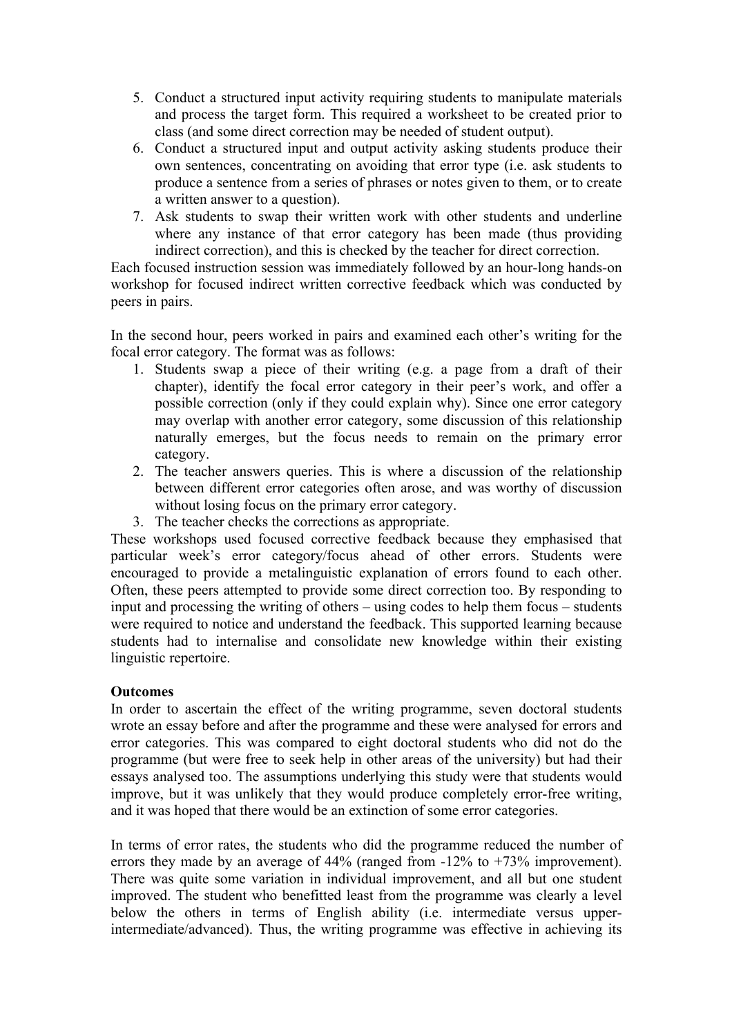5. Conduct a structured input activity requiring students to manipulate materials and process the target form. This required a worksheet to be created prior to class (and some direct correction may be needed of student output).
6. Conduct a structured input and output activity asking students produce their own sentences, concentrating on avoiding that error type (i.e. ask students to produce a sentence from a series of phrases or notes given to them, or to create a written answer to a question).
7. Ask students to swap their written work with other students and underline where any instance of that error category has been made (thus providing indirect correction), and this is checked by the teacher for direct correction.

Each focused instruction session was immediately followed by an hour-long hands-on workshop for focused indirect written corrective feedback which was conducted by peers in pairs.

In the second hour, peers worked in pairs and examined each other's writing for the focal error category. The format was as follows:

1. Students swap a piece of their writing (e.g. a page from a draft of their chapter), identify the focal error category in their peer's work, and offer a possible correction (only if they could explain why). Since one error category may overlap with another error category, some discussion of this relationship naturally emerges, but the focus needs to remain on the primary error category.
2. The teacher answers queries. This is where a discussion of the relationship between different error categories often arose, and was worthy of discussion without losing focus on the primary error category.
3. The teacher checks the corrections as appropriate.

These workshops used focused corrective feedback because they emphasised that particular week's error category/focus ahead of other errors. Students were encouraged to provide a metalinguistic explanation of errors found to each other. Often, these peers attempted to provide some direct correction too. By responding to input and processing the writing of others – using codes to help them focus – students were required to notice and understand the feedback. This supported learning because students had to internalise and consolidate new knowledge within their existing linguistic repertoire.

**Outcomes**

In order to ascertain the effect of the writing programme, seven doctoral students wrote an essay before and after the programme and these were analysed for errors and error categories. This was compared to eight doctoral students who did not do the programme (but were free to seek help in other areas of the university) but had their essays analysed too. The assumptions underlying this study were that students would improve, but it was unlikely that they would produce completely error-free writing, and it was hoped that there would be an extinction of some error categories.

In terms of error rates, the students who did the programme reduced the number of errors they made by an average of 44% (ranged from -12% to +73% improvement). There was quite some variation in individual improvement, and all but one student improved. The student who benefitted least from the programme was clearly a level below the others in terms of English ability (i.e. intermediate versus upper-intermediate/advanced). Thus, the writing programme was effective in achieving its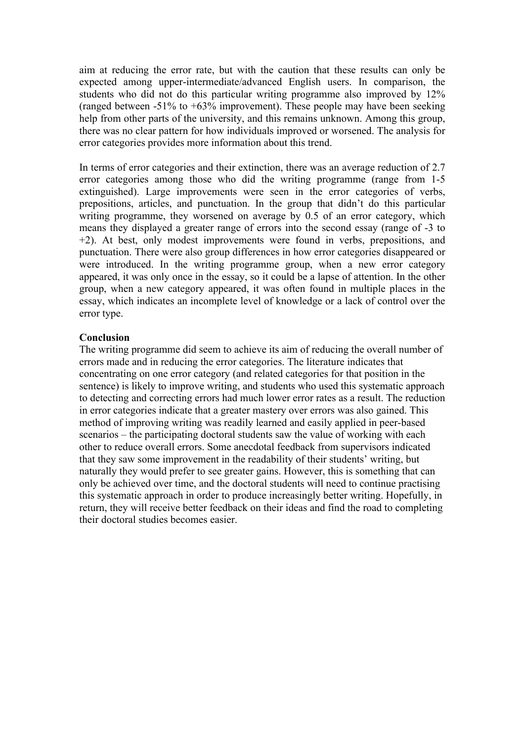aim at reducing the error rate, but with the caution that these results can only be expected among upper-intermediate/advanced English users. In comparison, the students who did not do this particular writing programme also improved by 12% (ranged between -51% to +63% improvement). These people may have been seeking help from other parts of the university, and this remains unknown. Among this group, there was no clear pattern for how individuals improved or worsened. The analysis for error categories provides more information about this trend.

In terms of error categories and their extinction, there was an average reduction of 2.7 error categories among those who did the writing programme (range from 1-5 extinguished). Large improvements were seen in the error categories of verbs, prepositions, articles, and punctuation. In the group that didn't do this particular writing programme, they worsened on average by 0.5 of an error category, which means they displayed a greater range of errors into the second essay (range of -3 to +2). At best, only modest improvements were found in verbs, prepositions, and punctuation. There were also group differences in how error categories disappeared or were introduced. In the writing programme group, when a new error category appeared, it was only once in the essay, so it could be a lapse of attention. In the other group, when a new category appeared, it was often found in multiple places in the essay, which indicates an incomplete level of knowledge or a lack of control over the error type.

**Conclusion**

The writing programme did seem to achieve its aim of reducing the overall number of errors made and in reducing the error categories. The literature indicates that concentrating on one error category (and related categories for that position in the sentence) is likely to improve writing, and students who used this systematic approach to detecting and correcting errors had much lower error rates as a result. The reduction in error categories indicate that a greater mastery over errors was also gained. This method of improving writing was readily learned and easily applied in peer-based scenarios – the participating doctoral students saw the value of working with each other to reduce overall errors. Some anecdotal feedback from supervisors indicated that they saw some improvement in the readability of their students' writing, but naturally they would prefer to see greater gains. However, this is something that can only be achieved over time, and the doctoral students will need to continue practising this systematic approach in order to produce increasingly better writing. Hopefully, in return, they will receive better feedback on their ideas and find the road to completing their doctoral studies becomes easier.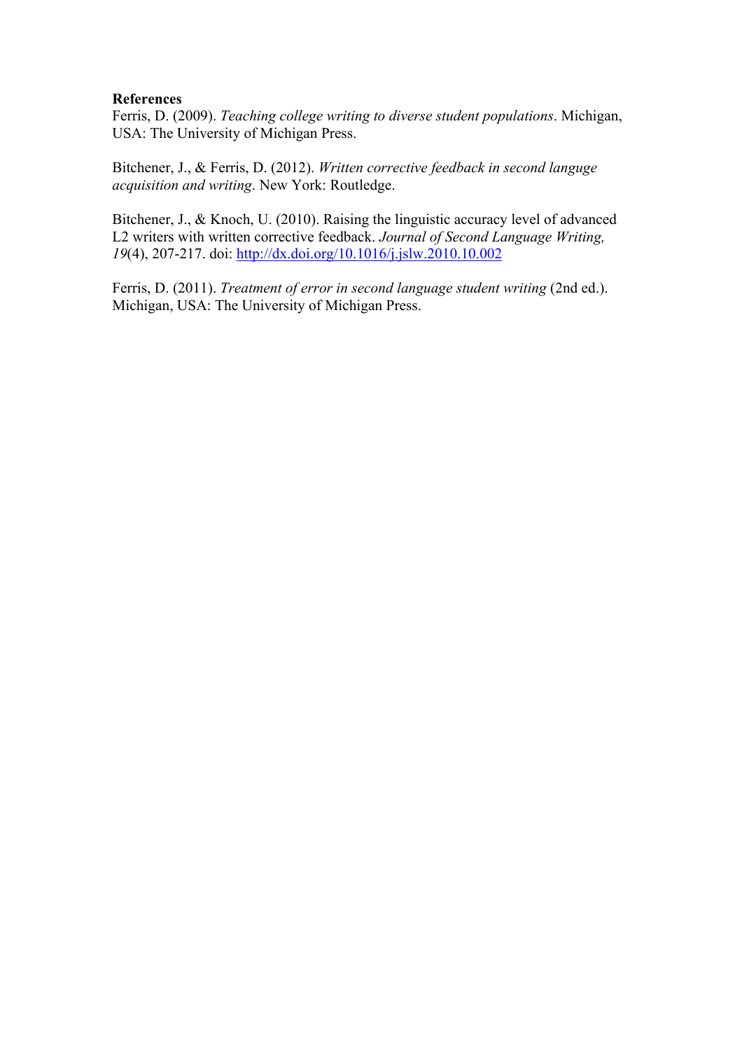**References**

Ferris, D. (2009). *Teaching college writing to diverse student populations*. Michigan, USA: The University of Michigan Press.

Bitchener, J., & Ferris, D. (2012). *Written corrective feedback in second languge acquisition and writing*. New York: Routledge.

Bitchener, J., & Knoch, U. (2010). Raising the linguistic accuracy level of advanced L2 writers with written corrective feedback. *Journal of Second Language Writing, 19*(4), 207-217. doi: http://dx.doi.org/10.1016/j.jslw.2010.10.002

Ferris, D. (2011). *Treatment of error in second language student writing* (2nd ed.). Michigan, USA: The University of Michigan Press.